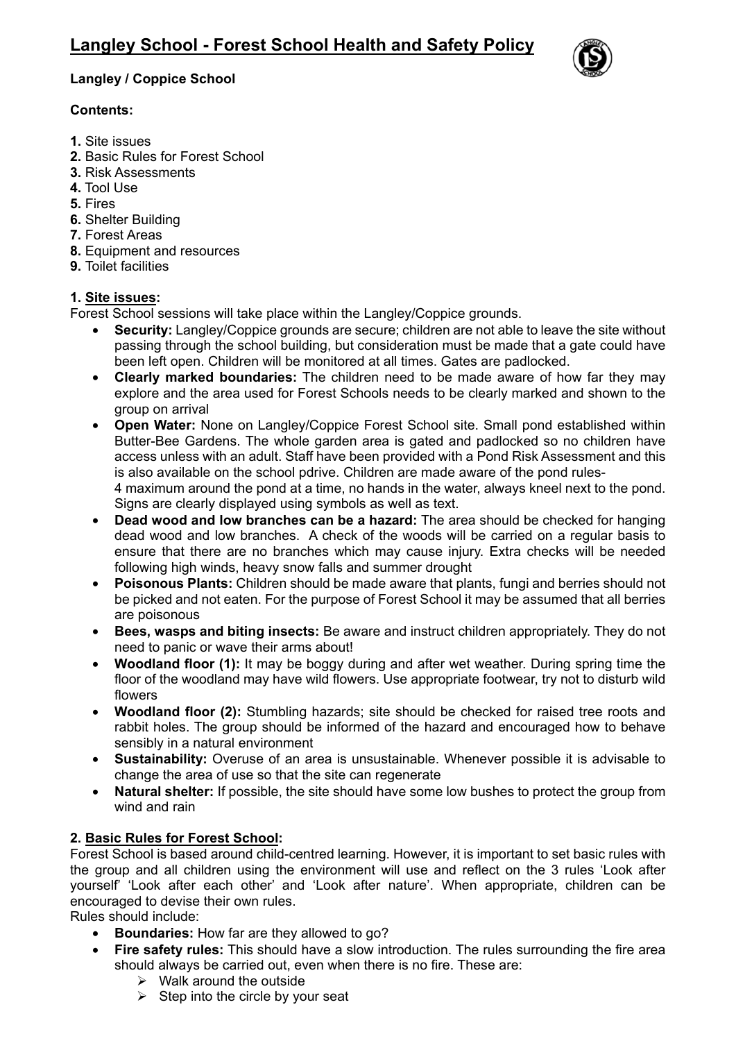# Langley School - Forest School Health and Safety Policy

**Langley / Coppice School**

**Contents:**

**1.** Site issues
**2.** Basic Rules for Forest School
**3.** Risk Assessments
**4.** Tool Use
**5.** Fires
**6.** Shelter Building
**7.** Forest Areas
**8.** Equipment and resources
**9.** Toilet facilities

## 1. Site issues:

Forest School sessions will take place within the Langley/Coppice grounds.

- **Security:** Langley/Coppice grounds are secure; children are not able to leave the site without passing through the school building, but consideration must be made that a gate could have been left open. Children will be monitored at all times. Gates are padlocked.
- **Clearly marked boundaries:** The children need to be made aware of how far they may explore and the area used for Forest Schools needs to be clearly marked and shown to the group on arrival
- **Open Water:** None on Langley/Coppice Forest School site. Small pond established within Butter-Bee Gardens. The whole garden area is gated and padlocked so no children have access unless with an adult. Staff have been provided with a Pond Risk Assessment and this is also available on the school pdrive. Children are made aware of the pond rules-
  4 maximum around the pond at a time, no hands in the water, always kneel next to the pond. Signs are clearly displayed using symbols as well as text.
- **Dead wood and low branches can be a hazard:** The area should be checked for hanging dead wood and low branches. A check of the woods will be carried on a regular basis to ensure that there are no branches which may cause injury. Extra checks will be needed following high winds, heavy snow falls and summer drought
- **Poisonous Plants:** Children should be made aware that plants, fungi and berries should not be picked and not eaten. For the purpose of Forest School it may be assumed that all berries are poisonous
- **Bees, wasps and biting insects:** Be aware and instruct children appropriately. They do not need to panic or wave their arms about!
- **Woodland floor (1):** It may be boggy during and after wet weather. During spring time the floor of the woodland may have wild flowers. Use appropriate footwear, try not to disturb wild flowers
- **Woodland floor (2):** Stumbling hazards; site should be checked for raised tree roots and rabbit holes. The group should be informed of the hazard and encouraged how to behave sensibly in a natural environment
- **Sustainability:** Overuse of an area is unsustainable. Whenever possible it is advisable to change the area of use so that the site can regenerate
- **Natural shelter:** If possible, the site should have some low bushes to protect the group from wind and rain

## 2. Basic Rules for Forest School:

Forest School is based around child-centred learning. However, it is important to set basic rules with the group and all children using the environment will use and reflect on the 3 rules 'Look after yourself' 'Look after each other' and 'Look after nature'. When appropriate, children can be encouraged to devise their own rules.

Rules should include:

- **Boundaries:** How far are they allowed to go?
- **Fire safety rules:** This should have a slow introduction. The rules surrounding the fire area should always be carried out, even when there is no fire. These are:
  - Walk around the outside
  - Step into the circle by your seat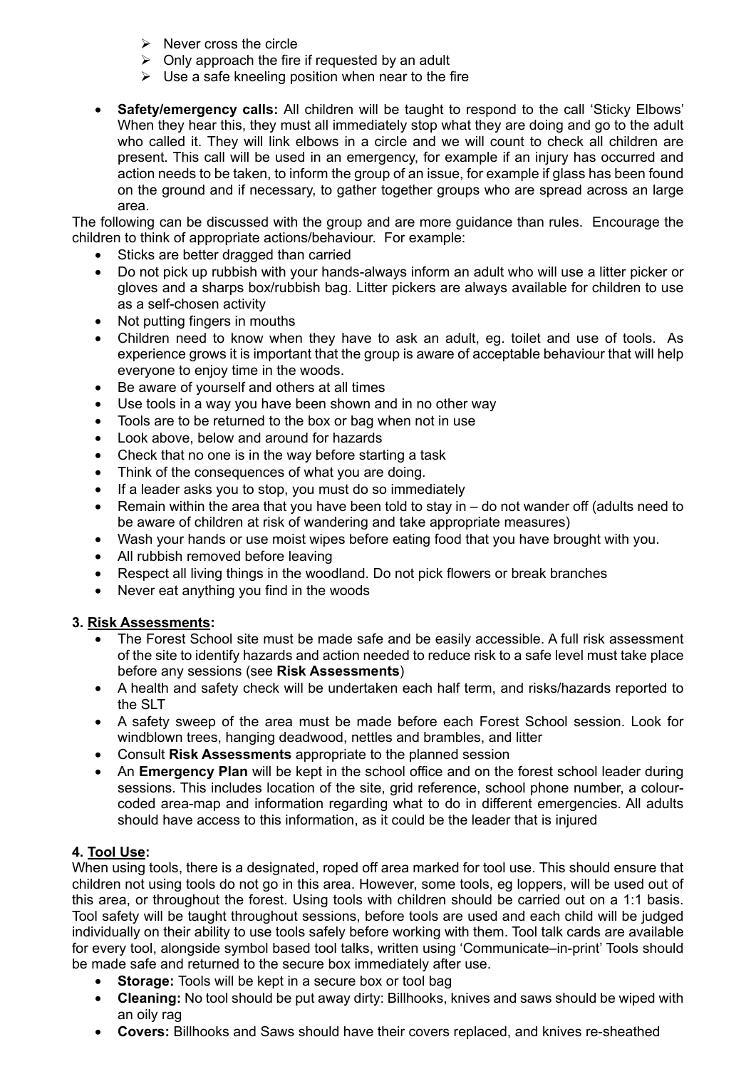- Never cross the circle
- Only approach the fire if requested by an adult
- Use a safe kneeling position when near to the fire

- **Safety/emergency calls:** All children will be taught to respond to the call 'Sticky Elbows' When they hear this, they must all immediately stop what they are doing and go to the adult who called it. They will link elbows in a circle and we will count to check all children are present. This call will be used in an emergency, for example if an injury has occurred and action needs to be taken, to inform the group of an issue, for example if glass has been found on the ground and if necessary, to gather together groups who are spread across an large area.

The following can be discussed with the group and are more guidance than rules. Encourage the children to think of appropriate actions/behaviour. For example:

- Sticks are better dragged than carried
- Do not pick up rubbish with your hands-always inform an adult who will use a litter picker or gloves and a sharps box/rubbish bag. Litter pickers are always available for children to use as a self-chosen activity
- Not putting fingers in mouths
- Children need to know when they have to ask an adult, eg. toilet and use of tools. As experience grows it is important that the group is aware of acceptable behaviour that will help everyone to enjoy time in the woods.
- Be aware of yourself and others at all times
- Use tools in a way you have been shown and in no other way
- Tools are to be returned to the box or bag when not in use
- Look above, below and around for hazards
- Check that no one is in the way before starting a task
- Think of the consequences of what you are doing.
- If a leader asks you to stop, you must do so immediately
- Remain within the area that you have been told to stay in – do not wander off (adults need to be aware of children at risk of wandering and take appropriate measures)
- Wash your hands or use moist wipes before eating food that you have brought with you.
- All rubbish removed before leaving
- Respect all living things in the woodland. Do not pick flowers or break branches
- Never eat anything you find in the woods

### 3. Risk Assessments:

- The Forest School site must be made safe and be easily accessible. A full risk assessment of the site to identify hazards and action needed to reduce risk to a safe level must take place before any sessions (see **Risk Assessments**)
- A health and safety check will be undertaken each half term, and risks/hazards reported to the SLT
- A safety sweep of the area must be made before each Forest School session. Look for windblown trees, hanging deadwood, nettles and brambles, and litter
- Consult **Risk Assessments** appropriate to the planned session
- An **Emergency Plan** will be kept in the school office and on the forest school leader during sessions. This includes location of the site, grid reference, school phone number, a colour-coded area-map and information regarding what to do in different emergencies. All adults should have access to this information, as it could be the leader that is injured

### 4. Tool Use:

When using tools, there is a designated, roped off area marked for tool use. This should ensure that children not using tools do not go in this area. However, some tools, eg loppers, will be used out of this area, or throughout the forest. Using tools with children should be carried out on a 1:1 basis. Tool safety will be taught throughout sessions, before tools are used and each child will be judged individually on their ability to use tools safely before working with them. Tool talk cards are available for every tool, alongside symbol based tool talks, written using 'Communicate–in-print' Tools should be made safe and returned to the secure box immediately after use.

- **Storage:** Tools will be kept in a secure box or tool bag
- **Cleaning:** No tool should be put away dirty: Billhooks, knives and saws should be wiped with an oily rag
- **Covers:** Billhooks and Saws should have their covers replaced, and knives re-sheathed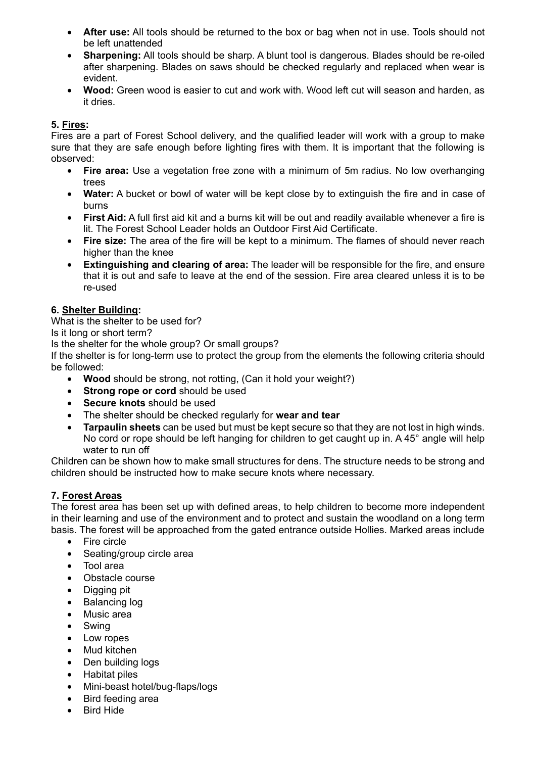- **After use:** All tools should be returned to the box or bag when not in use. Tools should not be left unattended
- **Sharpening:** All tools should be sharp. A blunt tool is dangerous. Blades should be re-oiled after sharpening. Blades on saws should be checked regularly and replaced when wear is evident.
- **Wood:** Green wood is easier to cut and work with. Wood left cut will season and harden, as it dries.

**5. <u>Fires</u>:**

Fires are a part of Forest School delivery, and the qualified leader will work with a group to make sure that they are safe enough before lighting fires with them. It is important that the following is observed:

- **Fire area:** Use a vegetation free zone with a minimum of 5m radius. No low overhanging trees
- **Water:** A bucket or bowl of water will be kept close by to extinguish the fire and in case of burns
- **First Aid:** A full first aid kit and a burns kit will be out and readily available whenever a fire is lit. The Forest School Leader holds an Outdoor First Aid Certificate.
- **Fire size:** The area of the fire will be kept to a minimum. The flames of should never reach higher than the knee
- **Extinguishing and clearing of area:** The leader will be responsible for the fire, and ensure that it is out and safe to leave at the end of the session. Fire area cleared unless it is to be re-used

**6. <u>Shelter Building</u>:**

What is the shelter to be used for?
Is it long or short term?
Is the shelter for the whole group? Or small groups?
If the shelter is for long-term use to protect the group from the elements the following criteria should be followed:

- **Wood** should be strong, not rotting, (Can it hold your weight?)
- **Strong rope or cord** should be used
- **Secure knots** should be used
- The shelter should be checked regularly for **wear and tear**
- **Tarpaulin sheets** can be used but must be kept secure so that they are not lost in high winds. No cord or rope should be left hanging for children to get caught up in. A 45° angle will help water to run off

Children can be shown how to make small structures for dens. The structure needs to be strong and children should be instructed how to make secure knots where necessary.

**7. <u>Forest Areas</u>**

The forest area has been set up with defined areas, to help children to become more independent in their learning and use of the environment and to protect and sustain the woodland on a long term basis. The forest will be approached from the gated entrance outside Hollies. Marked areas include

- Fire circle
- Seating/group circle area
- Tool area
- Obstacle course
- Digging pit
- Balancing log
- Music area
- Swing
- Low ropes
- Mud kitchen
- Den building logs
- Habitat piles
- Mini-beast hotel/bug-flaps/logs
- Bird feeding area
- Bird Hide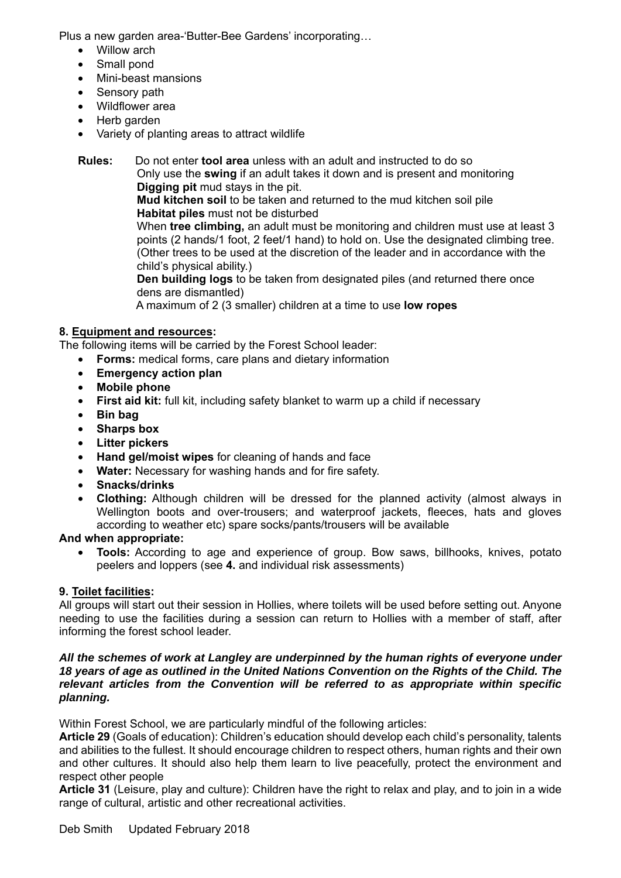Plus a new garden area-'Butter-Bee Gardens' incorporating…

- Willow arch
- Small pond
- Mini-beast mansions
- Sensory path
- Wildflower area
- Herb garden
- Variety of planting areas to attract wildlife

**Rules:** Do not enter **tool area** unless with an adult and instructed to do so
Only use the **swing** if an adult takes it down and is present and monitoring
**Digging pit** mud stays in the pit.
**Mud kitchen soil** to be taken and returned to the mud kitchen soil pile
**Habitat piles** must not be disturbed
When **tree climbing,** an adult must be monitoring and children must use at least 3 points (2 hands/1 foot, 2 feet/1 hand) to hold on. Use the designated climbing tree. (Other trees to be used at the discretion of the leader and in accordance with the child's physical ability.)
**Den building logs** to be taken from designated piles (and returned there once dens are dismantled)
A maximum of 2 (3 smaller) children at a time to use **low ropes**

### 8. Equipment and resources:

The following items will be carried by the Forest School leader:

- **Forms:** medical forms, care plans and dietary information
- **Emergency action plan**
- **Mobile phone**
- **First aid kit:** full kit, including safety blanket to warm up a child if necessary
- **Bin bag**
- **Sharps box**
- **Litter pickers**
- **Hand gel/moist wipes** for cleaning of hands and face
- **Water:** Necessary for washing hands and for fire safety.
- **Snacks/drinks**
- **Clothing:** Although children will be dressed for the planned activity (almost always in Wellington boots and over-trousers; and waterproof jackets, fleeces, hats and gloves according to weather etc) spare socks/pants/trousers will be available

**And when appropriate:**

- **Tools:** According to age and experience of group. Bow saws, billhooks, knives, potato peelers and loppers (see **4.** and individual risk assessments)

### 9. Toilet facilities:

All groups will start out their session in Hollies, where toilets will be used before setting out. Anyone needing to use the facilities during a session can return to Hollies with a member of staff, after informing the forest school leader.

***All the schemes of work at Langley are underpinned by the human rights of everyone under 18 years of age as outlined in the United Nations Convention on the Rights of the Child. The relevant articles from the Convention will be referred to as appropriate within specific planning.***

Within Forest School, we are particularly mindful of the following articles:

**Article 29** (Goals of education): Children's education should develop each child's personality, talents and abilities to the fullest. It should encourage children to respect others, human rights and their own and other cultures. It should also help them learn to live peacefully, protect the environment and respect other people

**Article 31** (Leisure, play and culture): Children have the right to relax and play, and to join in a wide range of cultural, artistic and other recreational activities.

Deb Smith Updated February 2018